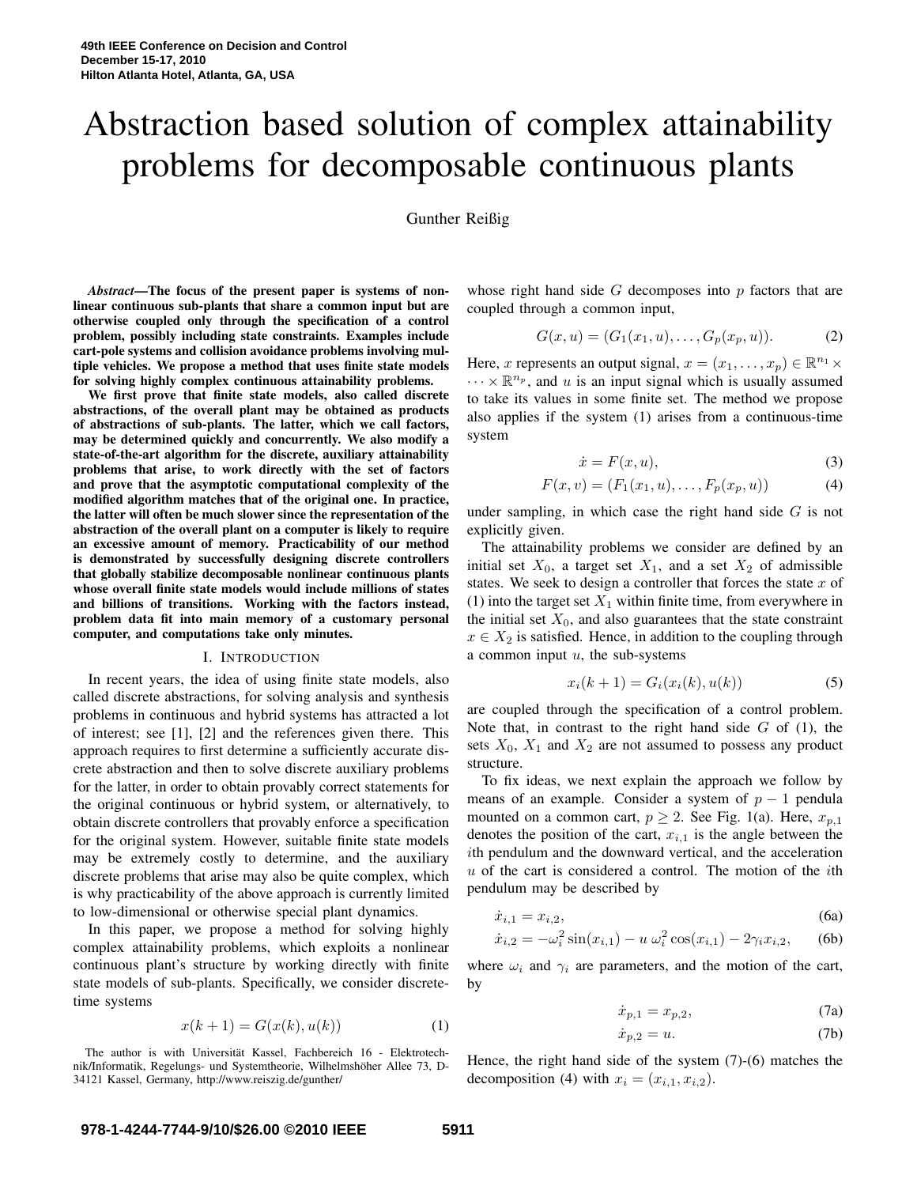# Abstraction based solution of complex attainability problems for decomposable continuous plants

Gunther Reißig

***Abstract*—The focus of the present paper is systems of nonlinear continuous sub-plants that share a common input but are otherwise coupled only through the specification of a control problem, possibly including state constraints. Examples include cart-pole systems and collision avoidance problems involving multiple vehicles. We propose a method that uses finite state models for solving highly complex continuous attainability problems.**

**We first prove that finite state models, also called discrete abstractions, of the overall plant may be obtained as products of abstractions of sub-plants. The latter, which we call factors, may be determined quickly and concurrently. We also modify a state-of-the-art algorithm for the discrete, auxiliary attainability problems that arise, to work directly with the set of factors and prove that the asymptotic computational complexity of the modified algorithm matches that of the original one. In practice, the latter will often be much slower since the representation of the abstraction of the overall plant on a computer is likely to require an excessive amount of memory. Practicability of our method is demonstrated by successfully designing discrete controllers that globally stabilize decomposable nonlinear continuous plants whose overall finite state models would include millions of states and billions of transitions. Working with the factors instead, problem data fit into main memory of a customary personal computer, and computations take only minutes.**

## I. Introduction

In recent years, the idea of using finite state models, also called discrete abstractions, for solving analysis and synthesis problems in continuous and hybrid systems has attracted a lot of interest; see [1], [2] and the references given there. This approach requires to first determine a sufficiently accurate discrete abstraction and then to solve discrete auxiliary problems for the latter, in order to obtain provably correct statements for the original continuous or hybrid system, or alternatively, to obtain discrete controllers that provably enforce a specification for the original system. However, suitable finite state models may be extremely costly to determine, and the auxiliary discrete problems that arise may also be quite complex, which is why practicability of the above approach is currently limited to low-dimensional or otherwise special plant dynamics.

In this paper, we propose a method for solving highly complex attainability problems, which exploits a nonlinear continuous plant's structure by working directly with finite state models of sub-plants. Specifically, we consider discrete-time systems

$$x(k+1) = G(x(k), u(k)) \tag{1}$$

whose right hand side $G$ decomposes into $p$ factors that are coupled through a common input,

$$G(x, u) = (G_1(x_1, u), \ldots, G_p(x_p, u)). \tag{2}$$

Here, $x$ represents an output signal, $x = (x_1, \ldots, x_p) \in \mathbb{R}^{n_1} \times \cdots \times \mathbb{R}^{n_p}$, and $u$ is an input signal which is usually assumed to take its values in some finite set. The method we propose also applies if the system (1) arises from a continuous-time system

$$\dot{x} = F(x, u), \tag{3}$$

$$F(x, v) = (F_1(x_1, u), \ldots, F_p(x_p, u)) \tag{4}$$

under sampling, in which case the right hand side $G$ is not explicitly given.

The attainability problems we consider are defined by an initial set $X_0$, a target set $X_1$, and a set $X_2$ of admissible states. We seek to design a controller that forces the state $x$ of (1) into the target set $X_1$ within finite time, from everywhere in the initial set $X_0$, and also guarantees that the state constraint $x \in X_2$ is satisfied. Hence, in addition to the coupling through a common input $u$, the sub-systems

$$x_i(k+1) = G_i(x_i(k), u(k)) \tag{5}$$

are coupled through the specification of a control problem. Note that, in contrast to the right hand side $G$ of (1), the sets $X_0$, $X_1$ and $X_2$ are not assumed to possess any product structure.

To fix ideas, we next explain the approach we follow by means of an example. Consider a system of $p-1$ pendula mounted on a common cart, $p \geq 2$. See Fig. 1(a). Here, $x_{p,1}$ denotes the position of the cart, $x_{i,1}$ is the angle between the $i$th pendulum and the downward vertical, and the acceleration $u$ of the cart is considered a control. The motion of the $i$th pendulum may be described by

$$\dot{x}_{i,1} = x_{i,2}, \tag{6a}$$

$$\dot{x}_{i,2} = -\omega_i^2 \sin(x_{i,1}) - u\, \omega_i^2 \cos(x_{i,1}) - 2\gamma_i x_{i,2}, \tag{6b}$$

where $\omega_i$ and $\gamma_i$ are parameters, and the motion of the cart, by

$$\dot{x}_{p,1} = x_{p,2}, \tag{7a}$$

$$\dot{x}_{p,2} = u. \tag{7b}$$

Hence, the right hand side of the system (7)-(6) matches the decomposition (4) with $x_i = (x_{i,1}, x_{i,2})$.

The author is with Universität Kassel, Fachbereich 16 - Elektrotechnik/Informatik, Regelungs- und Systemtheorie, Wilhelmshöher Allee 73, D-34121 Kassel, Germany, http://www.reiszig.de/gunther/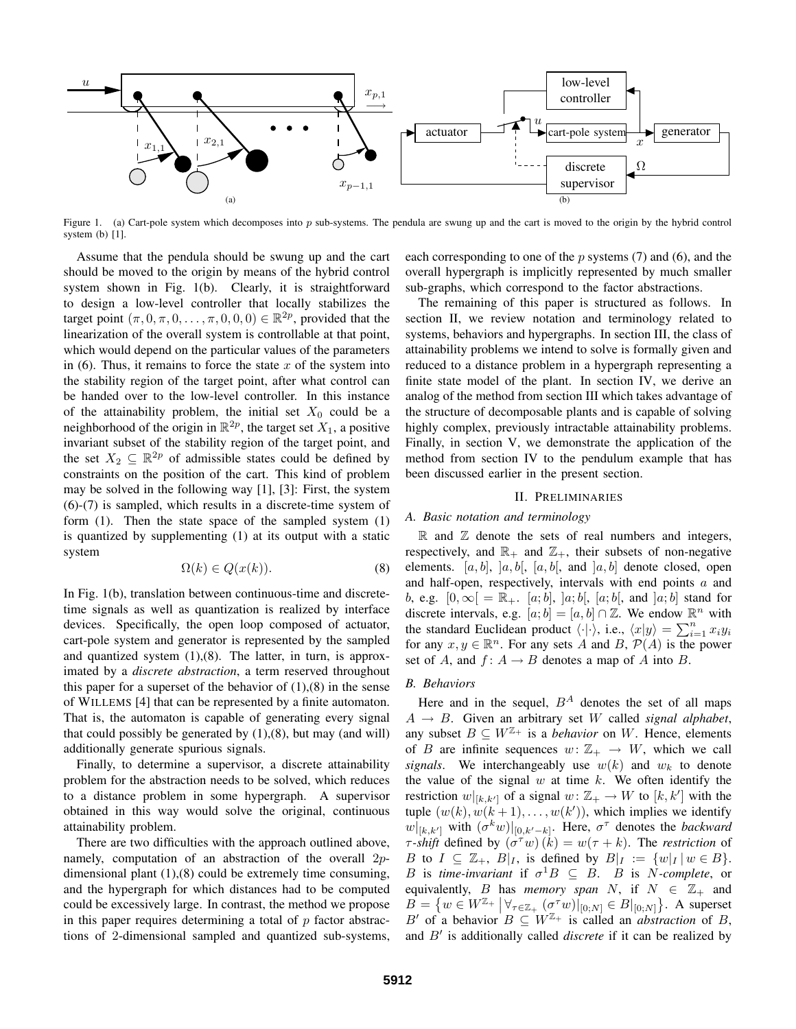Figure 1. (a) Cart-pole system which decomposes into $p$ sub-systems. The pendula are swung up and the cart is moved to the origin by the hybrid control system (b) [1].

Assume that the pendula should be swung up and the cart should be moved to the origin by means of the hybrid control system shown in Fig. 1(b). Clearly, it is straightforward to design a low-level controller that locally stabilizes the target point $(\pi, 0, \pi, 0, \ldots, \pi, 0, 0, 0) \in \mathbb{R}^{2p}$, provided that the linearization of the overall system is controllable at that point, which would depend on the particular values of the parameters in (6). Thus, it remains to force the state $x$ of the system into the stability region of the target point, after what control can be handed over to the low-level controller. In this instance of the attainability problem, the initial set $X_0$ could be a neighborhood of the origin in $\mathbb{R}^{2p}$, the target set $X_1$, a positive invariant subset of the stability region of the target point, and the set $X_2 \subseteq \mathbb{R}^{2p}$ of admissible states could be defined by constraints on the position of the cart. This kind of problem may be solved in the following way [1], [3]: First, the system (6)-(7) is sampled, which results in a discrete-time system of form (1). Then the state space of the sampled system (1) is quantized by supplementing (1) at its output with a static system

$$\Omega(k) \in Q(x(k)). \tag{8}$$

In Fig. 1(b), translation between continuous-time and discrete-time signals as well as quantization is realized by interface devices. Specifically, the open loop composed of actuator, cart-pole system and generator is represented by the sampled and quantized system (1),(8). The latter, in turn, is approximated by a *discrete abstraction*, a term reserved throughout this paper for a superset of the behavior of (1),(8) in the sense of WILLEMS [4] that can be represented by a finite automaton. That is, the automaton is capable of generating every signal that could possibly be generated by (1),(8), but may (and will) additionally generate spurious signals.

Finally, to determine a supervisor, a discrete attainability problem for the abstraction needs to be solved, which reduces to a distance problem in some hypergraph. A supervisor obtained in this way would solve the original, continuous attainability problem.

There are two difficulties with the approach outlined above, namely, computation of an abstraction of the overall $2p$-dimensional plant (1),(8) could be extremely time consuming, and the hypergraph for which distances had to be computed could be excessively large. In contrast, the method we propose in this paper requires determining a total of $p$ factor abstractions of 2-dimensional sampled and quantized sub-systems, each corresponding to one of the $p$ systems (7) and (6), and the overall hypergraph is implicitly represented by much smaller sub-graphs, which correspond to the factor abstractions.

The remaining of this paper is structured as follows. In section II, we review notation and terminology related to systems, behaviors and hypergraphs. In section III, the class of attainability problems we intend to solve is formally given and reduced to a distance problem in a hypergraph representing a finite state model of the plant. In section IV, we derive an analog of the method from section III which takes advantage of the structure of decomposable plants and is capable of solving highly complex, previously intractable attainability problems. Finally, in section V, we demonstrate the application of the method from section IV to the pendulum example that has been discussed earlier in the present section.

## II. PRELIMINARIES

### A. Basic notation and terminology

$\mathbb{R}$ and $\mathbb{Z}$ denote the sets of real numbers and integers, respectively, and $\mathbb{R}_+$ and $\mathbb{Z}_+$, their subsets of non-negative elements. $[a, b]$, $]a, b[$, $[a, b[$, and $]a, b]$ denote closed, open and half-open, respectively, intervals with end points $a$ and $b$, e.g. $[0, \infty[ = \mathbb{R}_+$. $[a; b]$, $]a; b[$, $[a; b[$, and $]a; b]$ stand for discrete intervals, e.g. $[a; b] = [a, b] \cap \mathbb{Z}$. We endow $\mathbb{R}^n$ with the standard Euclidean product $\langle \cdot | \cdot \rangle$, i.e., $\langle x|y \rangle = \sum_{i=1}^{n} x_i y_i$ for any $x, y \in \mathbb{R}^n$. For any sets $A$ and $B$, $\mathcal{P}(A)$ is the power set of $A$, and $f \colon A \to B$ denotes a map of $A$ into $B$.

### B. Behaviors

Here and in the sequel, $B^A$ denotes the set of all maps $A \to B$. Given an arbitrary set $W$ called *signal alphabet*, any subset $B \subseteq W^{\mathbb{Z}_+}$ is a *behavior* on $W$. Hence, elements of $B$ are infinite sequences $w \colon \mathbb{Z}_+ \to W$, which we call *signals*. We interchangeably use $w(k)$ and $w_k$ to denote the value of the signal $w$ at time $k$. We often identify the restriction $w|_{[k,k']}$ of a signal $w \colon \mathbb{Z}_+ \to W$ to $[k, k']$ with the tuple $(w(k), w(k+1), \ldots, w(k'))$, which implies we identify $w|_{[k,k']}$ with $(\sigma^k w)|_{[0,k'-k]}$. Here, $\sigma^\tau$ denotes the *backward $\tau$-shift* defined by $(\sigma^\tau w)(k) = w(\tau + k)$. The *restriction* of $B$ to $I \subseteq \mathbb{Z}_+$, $B|_I$, is defined by $B|_I := \{w|_I \mid w \in B\}$. $B$ is *time-invariant* if $\sigma^1 B \subseteq B$. $B$ is *$N$-complete*, or equivalently, $B$ has *memory span* $N$, if $N \in \mathbb{Z}_+$ and $B = \left\{ w \in W^{\mathbb{Z}_+} \,\middle|\, \forall_{\tau \in \mathbb{Z}_+} \, (\sigma^\tau w)|_{[0;N]} \in B|_{[0;N]} \right\}$. A superset $B'$ of a behavior $B \subseteq W^{\mathbb{Z}_+}$ is called an *abstraction* of $B$, and $B'$ is additionally called *discrete* if it can be realized by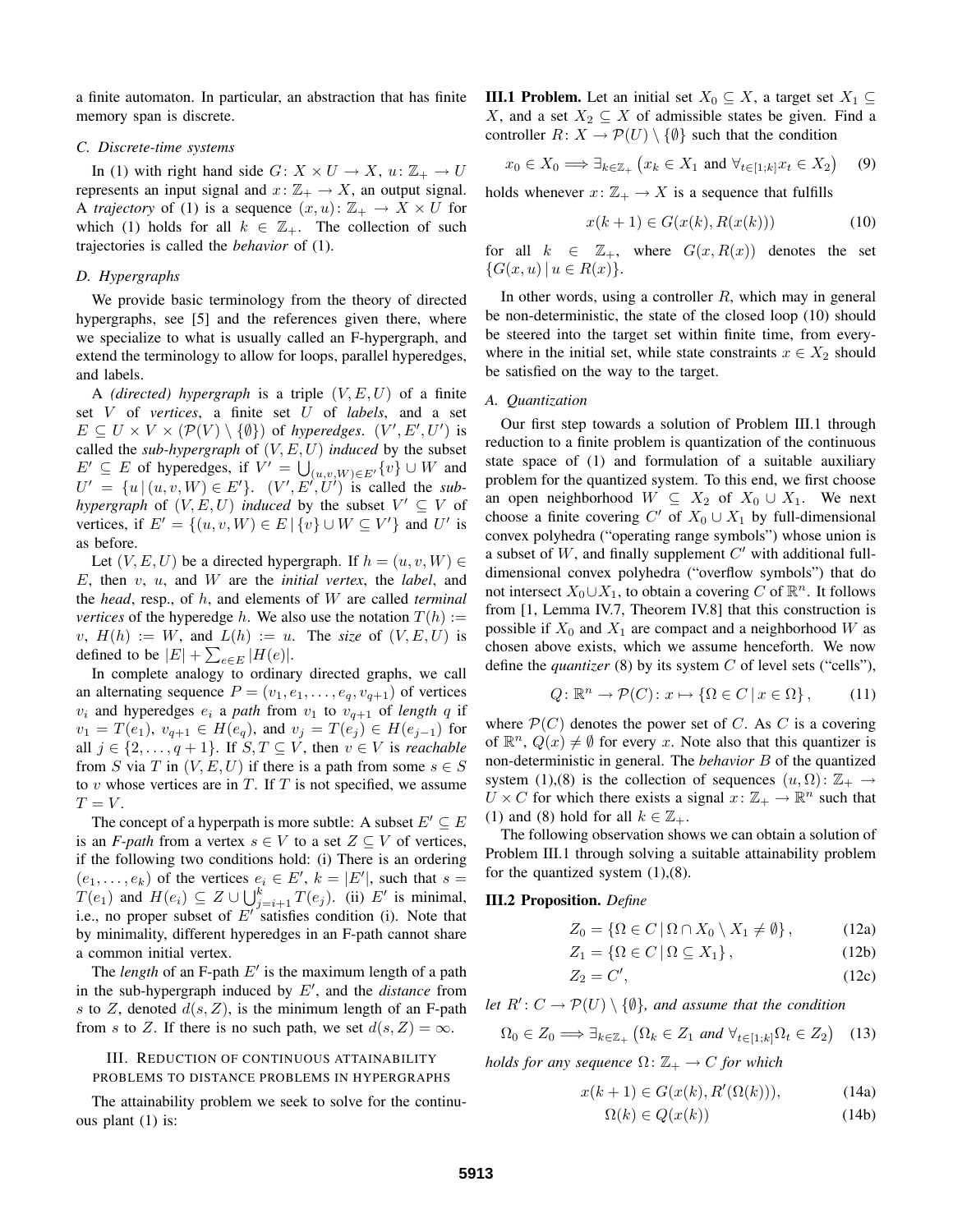a finite automaton. In particular, an abstraction that has finite memory span is discrete.

### C. Discrete-time systems

In (1) with right hand side $G\colon X \times U \to X$, $u\colon \mathbb{Z}_+ \to U$ represents an input signal and $x\colon \mathbb{Z}_+ \to X$, an output signal. A *trajectory* of (1) is a sequence $(x,u)\colon \mathbb{Z}_+ \to X \times U$ for which (1) holds for all $k \in \mathbb{Z}_+$. The collection of such trajectories is called the *behavior* of (1).

### D. Hypergraphs

We provide basic terminology from the theory of directed hypergraphs, see [5] and the references given there, where we specialize to what is usually called an F-hypergraph, and extend the terminology to allow for loops, parallel hyperedges, and labels.

A *(directed) hypergraph* is a triple $(V,E,U)$ of a finite set $V$ of *vertices*, a finite set $U$ of *labels*, and a set $E \subseteq U \times V \times (\mathcal{P}(V) \setminus \{\emptyset\})$ of *hyperedges*. $(V',E',U')$ is called the *sub-hypergraph* of $(V,E,U)$ *induced* by the subset $E' \subseteq E$ of hyperedges, if $V' = \bigcup_{(u,v,W)\in E'}\{v\} \cup W$ and $U' = \{u \,|\, (u,v,W) \in E'\}$. $(V',E',U')$ is called the *sub-hypergraph* of $(V,E,U)$ *induced* by the subset $V' \subseteq V$ of vertices, if $E' = \{(u,v,W) \in E \,|\, \{v\} \cup W \subseteq V'\}$ and $U'$ is as before.

Let $(V,E,U)$ be a directed hypergraph. If $h = (u,v,W) \in E$, then $v$, $u$, and $W$ are the *initial vertex*, the *label*, and the *head*, resp., of $h$, and elements of $W$ are called *terminal vertices* of the hyperedge $h$. We also use the notation $T(h) := v$, $H(h) := W$, and $L(h) := u$. The *size* of $(V,E,U)$ is defined to be $|E| + \sum_{e\in E}|H(e)|$.

In complete analogy to ordinary directed graphs, we call an alternating sequence $P = (v_1, e_1, \dots, e_q, v_{q+1})$ of vertices $v_i$ and hyperedges $e_i$ a *path* from $v_1$ to $v_{q+1}$ of *length* $q$ if $v_1 = T(e_1)$, $v_{q+1} \in H(e_q)$, and $v_j = T(e_j) \in H(e_{j-1})$ for all $j \in \{2,\dots,q+1\}$. If $S,T \subseteq V$, then $v \in V$ is *reachable* from $S$ via $T$ in $(V,E,U)$ if there is a path from some $s \in S$ to $v$ whose vertices are in $T$. If $T$ is not specified, we assume $T = V$.

The concept of a hyperpath is more subtle: A subset $E' \subseteq E$ is an *F-path* from a vertex $s \in V$ to a set $Z \subseteq V$ of vertices, if the following two conditions hold: (i) There is an ordering $(e_1,\dots,e_k)$ of the vertices $e_i \in E'$, $k = |E'|$, such that $s = T(e_1)$ and $H(e_i) \subseteq Z \cup \bigcup_{j=i+1}^{k} T(e_j)$. (ii) $E'$ is minimal, i.e., no proper subset of $E'$ satisfies condition (i). Note that by minimality, different hyperedges in an F-path cannot share a common initial vertex.

The *length* of an F-path $E'$ is the maximum length of a path in the sub-hypergraph induced by $E'$, and the *distance* from $s$ to $Z$, denoted $d(s,Z)$, is the minimum length of an F-path from $s$ to $Z$. If there is no such path, we set $d(s,Z) = \infty$.

## III. Reduction of continuous attainability problems to distance problems in hypergraphs

The attainability problem we seek to solve for the continuous plant (1) is:

**III.1 Problem.** Let an initial set $X_0 \subseteq X$, a target set $X_1 \subseteq X$, and a set $X_2 \subseteq X$ of admissible states be given. Find a controller $R\colon X \to \mathcal{P}(U) \setminus \{\emptyset\}$ such that the condition

$$x_0 \in X_0 \Longrightarrow \exists_{k\in\mathbb{Z}_+} \big(x_k \in X_1 \text{ and } \forall_{t\in[1;k]} x_t \in X_2\big) \quad (9)$$

holds whenever $x\colon \mathbb{Z}_+ \to X$ is a sequence that fulfills

$$x(k+1) \in G(x(k), R(x(k))) \quad (10)$$

for all $k \in \mathbb{Z}_+$, where $G(x, R(x))$ denotes the set $\{G(x,u) \,|\, u \in R(x)\}$.

In other words, using a controller $R$, which may in general be non-deterministic, the state of the closed loop (10) should be steered into the target set within finite time, from everywhere in the initial set, while state constraints $x \in X_2$ should be satisfied on the way to the target.

### A. Quantization

Our first step towards a solution of Problem III.1 through reduction to a finite problem is quantization of the continuous state space of (1) and formulation of a suitable auxiliary problem for the quantized system. To this end, we first choose an open neighborhood $W \subseteq X_2$ of $X_0 \cup X_1$. We next choose a finite covering $C'$ of $X_0 \cup X_1$ by full-dimensional convex polyhedra ("operating range symbols") whose union is a subset of $W$, and finally supplement $C'$ with additional full-dimensional convex polyhedra ("overflow symbols") that do not intersect $X_0 \cup X_1$, to obtain a covering $C$ of $\mathbb{R}^n$. It follows from [1, Lemma IV.7, Theorem IV.8] that this construction is possible if $X_0$ and $X_1$ are compact and a neighborhood $W$ as chosen above exists, which we assume henceforth. We now define the *quantizer* (8) by its system $C$ of level sets ("cells"),

$$Q\colon \mathbb{R}^n \to \mathcal{P}(C)\colon x \mapsto \{\Omega \in C \,|\, x \in \Omega\}, \quad (11)$$

where $\mathcal{P}(C)$ denotes the power set of $C$. As $C$ is a covering of $\mathbb{R}^n$, $Q(x) \neq \emptyset$ for every $x$. Note also that this quantizer is non-deterministic in general. The *behavior* $B$ of the quantized system (1),(8) is the collection of sequences $(u,\Omega)\colon \mathbb{Z}_+ \to U \times C$ for which there exists a signal $x\colon \mathbb{Z}_+ \to \mathbb{R}^n$ such that (1) and (8) hold for all $k \in \mathbb{Z}_+$.

The following observation shows we can obtain a solution of Problem III.1 through solving a suitable attainability problem for the quantized system (1),(8).

**III.2 Proposition.** *Define*

$$Z_0 = \{\Omega \in C \,|\, \Omega \cap X_0 \setminus X_1 \neq \emptyset\}, \quad (12a)$$

$$Z_1 = \{\Omega \in C \,|\, \Omega \subseteq X_1\}, \quad (12b)$$

$$Z_2 = C', \quad (12c)$$

*let* $R'\colon C \to \mathcal{P}(U) \setminus \{\emptyset\}$*, and assume that the condition*

$$\Omega_0 \in Z_0 \Longrightarrow \exists_{k\in\mathbb{Z}_+} \big(\Omega_k \in Z_1 \text{ and } \forall_{t\in[1;k]} \Omega_t \in Z_2\big) \quad (13)$$

*holds for any sequence* $\Omega\colon \mathbb{Z}_+ \to C$ *for which*

$$x(k+1) \in G(x(k), R'(\Omega(k))), \quad (14a)$$

$$\Omega(k) \in Q(x(k)) \quad (14b)$$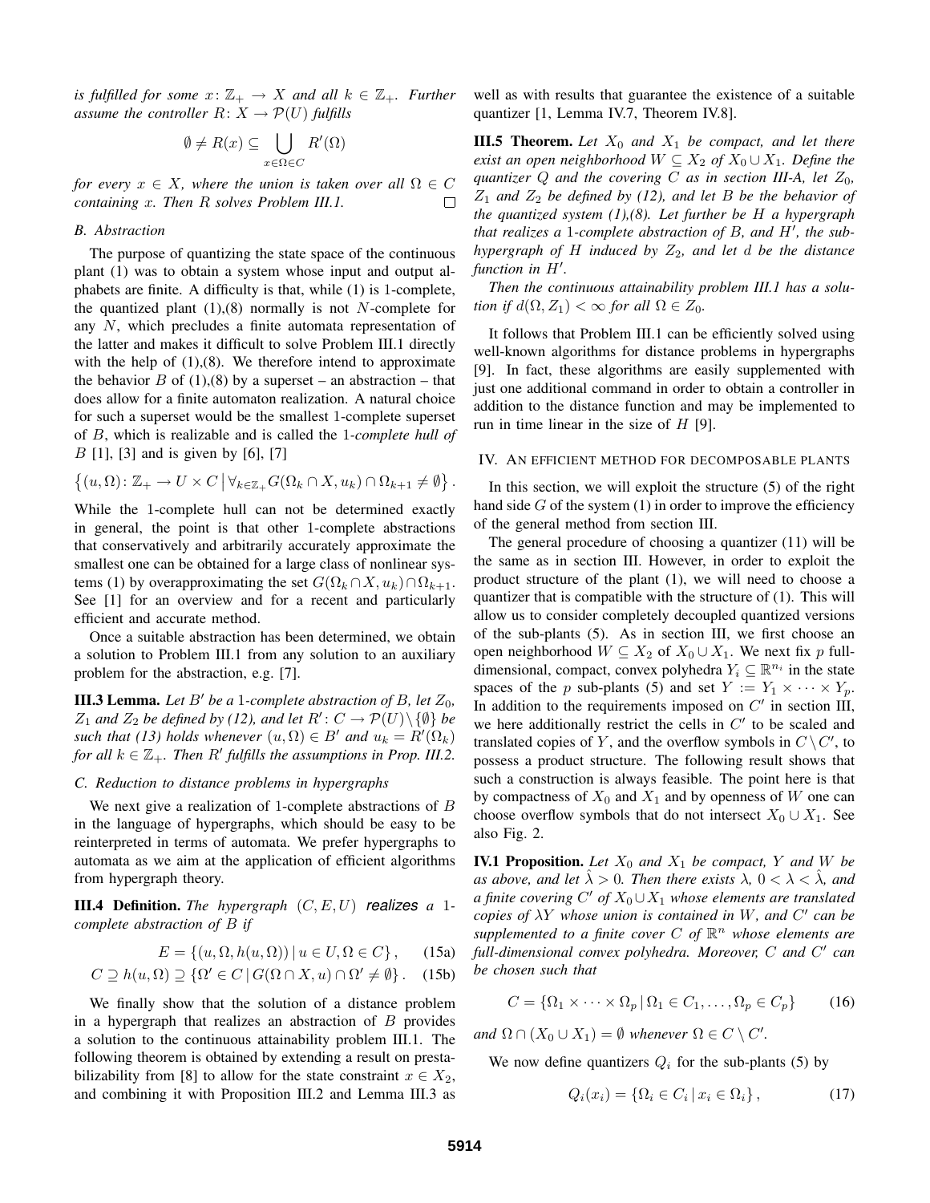*is fulfilled for some $x\colon \mathbb{Z}_+ \to X$ and all $k \in \mathbb{Z}_+$. Further assume the controller $R\colon X \to \mathcal{P}(U)$ fulfills*

$$\emptyset \neq R(x) \subseteq \bigcup_{x \in \Omega \in C} R'(\Omega)$$

*for every $x \in X$, where the union is taken over all $\Omega \in C$ containing $x$. Then $R$ solves Problem III.1.* □

### B. Abstraction

The purpose of quantizing the state space of the continuous plant (1) was to obtain a system whose input and output alphabets are finite. A difficulty is that, while (1) is 1-complete, the quantized plant (1),(8) normally is not $N$-complete for any $N$, which precludes a finite automata representation of the latter and makes it difficult to solve Problem III.1 directly with the help of (1),(8). We therefore intend to approximate the behavior $B$ of (1),(8) by a superset – an abstraction – that does allow for a finite automaton realization. A natural choice for such a superset would be the smallest 1-complete superset of $B$, which is realizable and is called the 1*-complete hull of* $B$ [1], [3] and is given by [6], [7]

$$\left\{(u, \Omega)\colon \mathbb{Z}_+ \to U \times C \,\middle|\, \forall_{k \in \mathbb{Z}_+} G(\Omega_k \cap X, u_k) \cap \Omega_{k+1} \neq \emptyset\right\}.$$

While the 1-complete hull can not be determined exactly in general, the point is that other 1-complete abstractions that conservatively and arbitrarily accurately approximate the smallest one can be obtained for a large class of nonlinear systems (1) by overapproximating the set $G(\Omega_k \cap X, u_k) \cap \Omega_{k+1}$. See [1] for an overview and for a recent and particularly efficient and accurate method.

Once a suitable abstraction has been determined, we obtain a solution to Problem III.1 from any solution to an auxiliary problem for the abstraction, e.g. [7].

**III.3 Lemma.** *Let $B'$ be a 1-complete abstraction of $B$, let $Z_0$, $Z_1$ and $Z_2$ be defined by (12), and let $R'\colon C \to \mathcal{P}(U) \setminus \{\emptyset\}$ be such that (13) holds whenever $(u, \Omega) \in B'$ and $u_k = R'(\Omega_k)$ for all $k \in \mathbb{Z}_+$. Then $R'$ fulfills the assumptions in Prop. III.2.*

### C. Reduction to distance problems in hypergraphs

We next give a realization of 1-complete abstractions of $B$ in the language of hypergraphs, which should be easy to be reinterpreted in terms of automata. We prefer hypergraphs to automata as we aim at the application of efficient algorithms from hypergraph theory.

**III.4 Definition.** *The hypergraph $(C, E, U)$ realizes a 1-complete abstraction of $B$ if*

$$E = \{(u, \Omega, h(u, \Omega)) \,|\, u \in U, \Omega \in C\}, \qquad (15a)$$

$$C \supseteq h(u, \Omega) \supseteq \{\Omega' \in C \,|\, G(\Omega \cap X, u) \cap \Omega' \neq \emptyset\}. \qquad (15b)$$

We finally show that the solution of a distance problem in a hypergraph that realizes an abstraction of $B$ provides a solution to the continuous attainability problem III.1. The following theorem is obtained by extending a result on prestabilizability from [8] to allow for the state constraint $x \in X_2$, and combining it with Proposition III.2 and Lemma III.3 as well as with results that guarantee the existence of a suitable quantizer [1, Lemma IV.7, Theorem IV.8].

**III.5 Theorem.** *Let $X_0$ and $X_1$ be compact, and let there exist an open neighborhood $W \subseteq X_2$ of $X_0 \cup X_1$. Define the quantizer $Q$ and the covering $C$ as in section III-A, let $Z_0$, $Z_1$ and $Z_2$ be defined by (12), and let $B$ be the behavior of the quantized system (1),(8). Let further be $H$ a hypergraph that realizes a 1-complete abstraction of $B$, and $H'$, the sub-hypergraph of $H$ induced by $Z_2$, and let $d$ be the distance function in $H'$.*

*Then the continuous attainability problem III.1 has a solution if $d(\Omega, Z_1) < \infty$ for all $\Omega \in Z_0$.*

It follows that Problem III.1 can be efficiently solved using well-known algorithms for distance problems in hypergraphs [9]. In fact, these algorithms are easily supplemented with just one additional command in order to obtain a controller in addition to the distance function and may be implemented to run in time linear in the size of $H$ [9].

## IV. An efficient method for decomposable plants

In this section, we will exploit the structure (5) of the right hand side $G$ of the system (1) in order to improve the efficiency of the general method from section III.

The general procedure of choosing a quantizer (11) will be the same as in section III. However, in order to exploit the product structure of the plant (1), we will need to choose a quantizer that is compatible with the structure of (1). This will allow us to consider completely decoupled quantized versions of the sub-plants (5). As in section III, we first choose an open neighborhood $W \subseteq X_2$ of $X_0 \cup X_1$. We next fix $p$ full-dimensional, compact, convex polyhedra $Y_i \subseteq \mathbb{R}^{n_i}$ in the state spaces of the $p$ sub-plants (5) and set $Y := Y_1 \times \cdots \times Y_p$. In addition to the requirements imposed on $C'$ in section III, we here additionally restrict the cells in $C'$ to be scaled and translated copies of $Y$, and the overflow symbols in $C \setminus C'$, to possess a product structure. The following result shows that such a construction is always feasible. The point here is that by compactness of $X_0$ and $X_1$ and by openness of $W$ one can choose overflow symbols that do not intersect $X_0 \cup X_1$. See also Fig. 2.

**IV.1 Proposition.** *Let $X_0$ and $X_1$ be compact, $Y$ and $W$ be as above, and let $\hat{\lambda} > 0$. Then there exists $\lambda$, $0 < \lambda < \hat{\lambda}$, and a finite covering $C'$ of $X_0 \cup X_1$ whose elements are translated copies of $\lambda Y$ whose union is contained in $W$, and $C'$ can be supplemented to a finite cover $C$ of $\mathbb{R}^n$ whose elements are full-dimensional convex polyhedra. Moreover, $C$ and $C'$ can be chosen such that*

$$C = \{\Omega_1 \times \cdots \times \Omega_p \,|\, \Omega_1 \in C_1, \ldots, \Omega_p \in C_p\} \qquad (16)$$

*and $\Omega \cap (X_0 \cup X_1) = \emptyset$ whenever $\Omega \in C \setminus C'$.*

We now define quantizers $Q_i$ for the sub-plants (5) by

$$Q_i(x_i) = \{\Omega_i \in C_i \,|\, x_i \in \Omega_i\}, \qquad (17)$$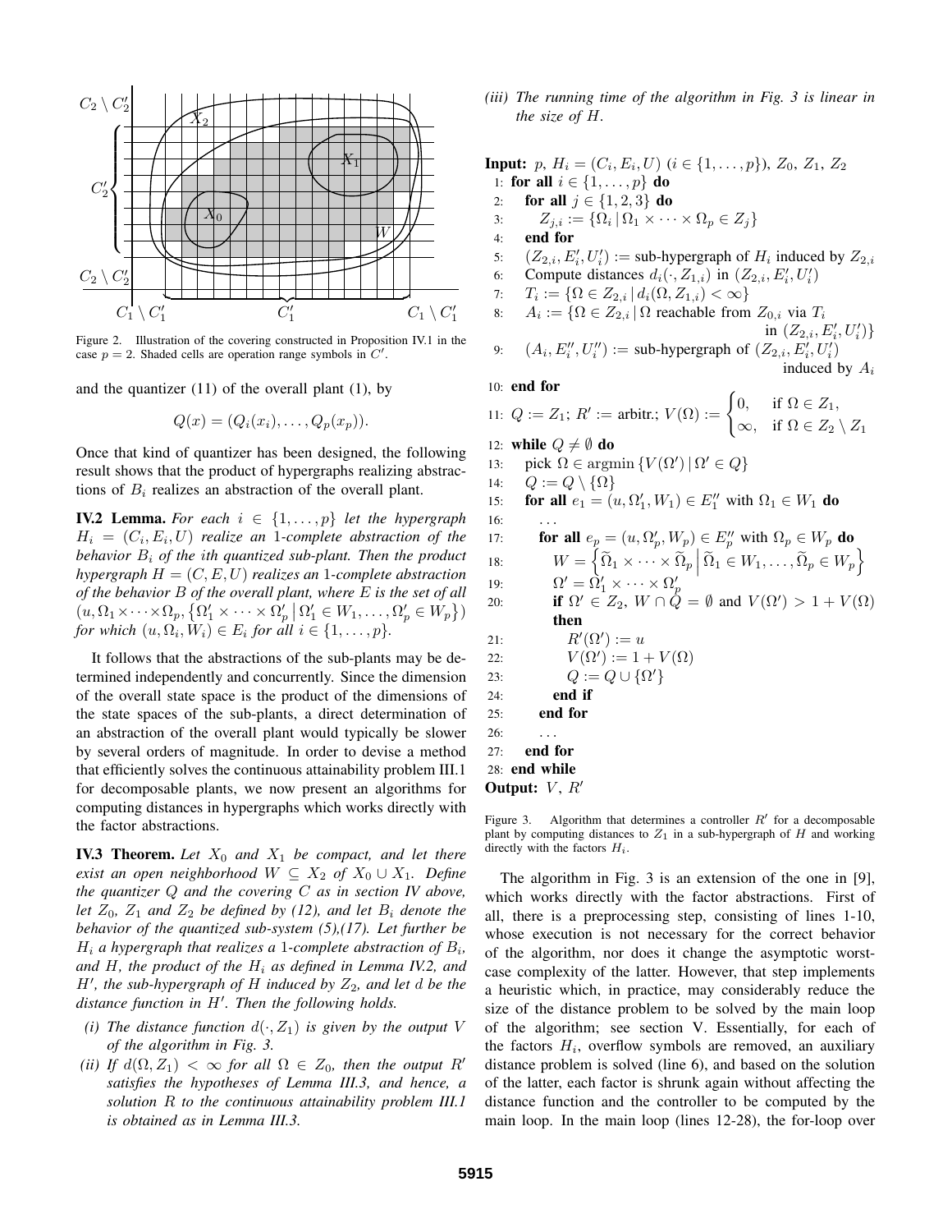Figure 2. Illustration of the covering constructed in Proposition IV.1 in the case $p = 2$. Shaded cells are operation range symbols in $C'$.

and the quantizer (11) of the overall plant (1), by

$$Q(x) = (Q_i(x_i), \dots, Q_p(x_p)).$$

Once that kind of quantizer has been designed, the following result shows that the product of hypergraphs realizing abstractions of $B_i$ realizes an abstraction of the overall plant.

**IV.2 Lemma.** *For each $i \in \{1, \dots, p\}$ let the hypergraph $H_i = (C_i, E_i, U)$ realize an 1-complete abstraction of the behavior $B_i$ of the ith quantized sub-plant. Then the product hypergraph $H = (C, E, U)$ realizes an 1-complete abstraction of the behavior $B$ of the overall plant, where $E$ is the set of all $(u, \Omega_1 \times \cdots \times \Omega_p, \{\Omega'_1 \times \cdots \times \Omega'_p \mid \Omega'_1 \in W_1, \dots, \Omega'_p \in W_p\})$ for which $(u, \Omega_i, W_i) \in E_i$ for all $i \in \{1, \dots, p\}$.*

It follows that the abstractions of the sub-plants may be determined independently and concurrently. Since the dimension of the overall state space is the product of the dimensions of the state spaces of the sub-plants, a direct determination of an abstraction of the overall plant would typically be slower by several orders of magnitude. In order to devise a method that efficiently solves the continuous attainability problem III.1 for decomposable plants, we now present an algorithms for computing distances in hypergraphs which works directly with the factor abstractions.

**IV.3 Theorem.** *Let $X_0$ and $X_1$ be compact, and let there exist an open neighborhood $W \subseteq X_2$ of $X_0 \cup X_1$. Define the quantizer $Q$ and the covering $C$ as in section IV above, let $Z_0$, $Z_1$ and $Z_2$ be defined by (12), and let $B_i$ denote the behavior of the quantized sub-system (5),(17). Let further be $H_i$ a hypergraph that realizes a 1-complete abstraction of $B_i$, and $H$, the product of the $H_i$ as defined in Lemma IV.2, and $H'$, the sub-hypergraph of $H$ induced by $Z_2$, and let $d$ be the distance function in $H'$. Then the following holds.*

*(i) The distance function $d(\cdot, Z_1)$ is given by the output $V$ of the algorithm in Fig. 3.*

*(ii) If $d(\Omega, Z_1) < \infty$ for all $\Omega \in Z_0$, then the output $R'$ satisfies the hypotheses of Lemma III.3, and hence, a solution $R$ to the continuous attainability problem III.1 is obtained as in Lemma III.3.*

*(iii) The running time of the algorithm in Fig. 3 is linear in the size of $H$.*

**Input:** $p$, $H_i = (C_i, E_i, U)$ $(i \in \{1, \dots, p\})$, $Z_0$, $Z_1$, $Z_2$

1: **for all** $i \in \{1, \dots, p\}$ **do**
2: &nbsp;&nbsp;**for all** $j \in \{1, 2, 3\}$ **do**
3: &nbsp;&nbsp;&nbsp;&nbsp;$Z_{j,i} := \{\Omega_i \mid \Omega_1 \times \cdots \times \Omega_p \in Z_j\}$
4: &nbsp;&nbsp;**end for**
5: &nbsp;&nbsp;$(Z_{2,i}, E'_i, U'_i) :=$ sub-hypergraph of $H_i$ induced by $Z_{2,i}$
6: &nbsp;&nbsp;Compute distances $d_i(\cdot, Z_{1,i})$ in $(Z_{2,i}, E'_i, U'_i)$
7: &nbsp;&nbsp;$T_i := \{\Omega \in Z_{2,i} \mid d_i(\Omega, Z_{1,i}) < \infty\}$
8: &nbsp;&nbsp;$A_i := \{\Omega \in Z_{2,i} \mid \Omega$ reachable from $Z_{0,i}$ via $T_i$ in $(Z_{2,i}, E'_i, U'_i)\}$
9: &nbsp;&nbsp;$(A_i, E''_i, U''_i) :=$ sub-hypergraph of $(Z_{2,i}, E'_i, U'_i)$ induced by $A_i$
10: **end for**
11: $Q := Z_1$; $R' :=$ arbitr.; $V(\Omega) := \begin{cases} 0, & \text{if } \Omega \in Z_1, \\ \infty, & \text{if } \Omega \in Z_2 \setminus Z_1 \end{cases}$
12: **while** $Q \neq \emptyset$ **do**
13: &nbsp;&nbsp;pick $\Omega \in \operatorname{argmin} \{V(\Omega') \mid \Omega' \in Q\}$
14: &nbsp;&nbsp;$Q := Q \setminus \{\Omega\}$
15: &nbsp;&nbsp;**for all** $e_1 = (u, \Omega'_1, W_1) \in E''_1$ with $\Omega_1 \in W_1$ **do**
16: &nbsp;&nbsp;&nbsp;&nbsp;...
17: &nbsp;&nbsp;&nbsp;&nbsp;**for all** $e_p = (u, \Omega'_p, W_p) \in E''_p$ with $\Omega_p \in W_p$ **do**
18: &nbsp;&nbsp;&nbsp;&nbsp;&nbsp;&nbsp;$W = \left\{ \tilde{\Omega}_1 \times \cdots \times \tilde{\Omega}_p \,\middle|\, \tilde{\Omega}_1 \in W_1, \dots, \tilde{\Omega}_p \in W_p \right\}$
19: &nbsp;&nbsp;&nbsp;&nbsp;&nbsp;&nbsp;$\Omega' = \Omega'_1 \times \cdots \times \Omega'_p$
20: &nbsp;&nbsp;&nbsp;&nbsp;&nbsp;&nbsp;**if** $\Omega' \in Z_2$, $W \cap Q = \emptyset$ and $V(\Omega') > 1 + V(\Omega)$ **then**
21: &nbsp;&nbsp;&nbsp;&nbsp;&nbsp;&nbsp;&nbsp;&nbsp;$R'(\Omega') := u$
22: &nbsp;&nbsp;&nbsp;&nbsp;&nbsp;&nbsp;&nbsp;&nbsp;$V(\Omega') := 1 + V(\Omega)$
23: &nbsp;&nbsp;&nbsp;&nbsp;&nbsp;&nbsp;&nbsp;&nbsp;$Q := Q \cup \{\Omega'\}$
24: &nbsp;&nbsp;&nbsp;&nbsp;&nbsp;&nbsp;**end if**
25: &nbsp;&nbsp;&nbsp;&nbsp;**end for**
26: &nbsp;&nbsp;&nbsp;&nbsp;...
27: &nbsp;&nbsp;**end for**
28: **end while**

**Output:** $V$, $R'$

Figure 3. Algorithm that determines a controller $R'$ for a decomposable plant by computing distances to $Z_1$ in a sub-hypergraph of $H$ and working directly with the factors $H_i$.

The algorithm in Fig. 3 is an extension of the one in [9], which works directly with the factor abstractions. First of all, there is a preprocessing step, consisting of lines 1-10, whose execution is not necessary for the correct behavior of the algorithm, nor does it change the asymptotic worst-case complexity of the latter. However, that step implements a heuristic which, in practice, may considerably reduce the size of the distance problem to be solved by the main loop of the algorithm; see section V. Essentially, for each of the factors $H_i$, overflow symbols are removed, an auxiliary distance problem is solved (line 6), and based on the solution of the latter, each factor is shrunk again without affecting the distance function and the controller to be computed by the main loop. In the main loop (lines 12-28), the for-loop over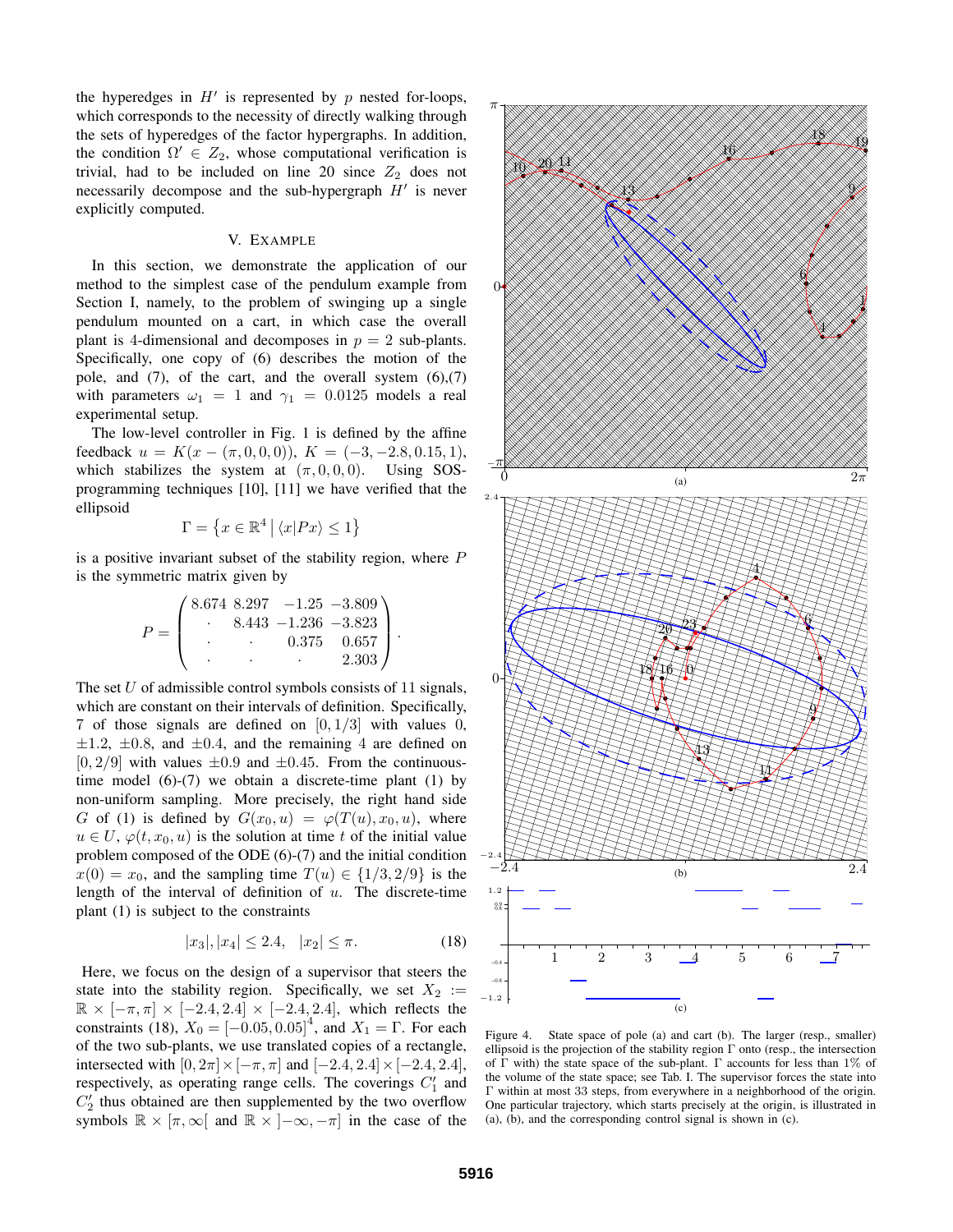the hyperedges in $H'$ is represented by $p$ nested for-loops, which corresponds to the necessity of directly walking through the sets of hyperedges of the factor hypergraphs. In addition, the condition $\Omega' \in Z_2$, whose computational verification is trivial, had to be included on line 20 since $Z_2$ does not necessarily decompose and the sub-hypergraph $H'$ is never explicitly computed.

## V. Example

In this section, we demonstrate the application of our method to the simplest case of the pendulum example from Section I, namely, to the problem of swinging up a single pendulum mounted on a cart, in which case the overall plant is 4-dimensional and decomposes in $p = 2$ sub-plants. Specifically, one copy of (6) describes the motion of the pole, and (7), of the cart, and the overall system (6),(7) with parameters $\omega_1 = 1$ and $\gamma_1 = 0.0125$ models a real experimental setup.

The low-level controller in Fig. 1 is defined by the affine feedback $u = K(x - (\pi, 0, 0, 0))$, $K = (-3, -2.8, 0.15, 1)$, which stabilizes the system at $(\pi, 0, 0, 0)$. Using SOS-programming techniques [10], [11] we have verified that the ellipsoid

$$\Gamma = \left\{ x \in \mathbb{R}^4 \,\middle|\, \langle x | P x \rangle \leq 1 \right\}$$

is a positive invariant subset of the stability region, where $P$ is the symmetric matrix given by

$$P = \begin{pmatrix} 8.674 & 8.297 & -1.25 & -3.809 \\ \cdot & 8.443 & -1.236 & -3.823 \\ \cdot & \cdot & 0.375 & 0.657 \\ \cdot & \cdot & \cdot & 2.303 \end{pmatrix}.$$

The set $U$ of admissible control symbols consists of 11 signals, which are constant on their intervals of definition. Specifically, 7 of those signals are defined on $[0, 1/3]$ with values 0, $\pm 1.2$, $\pm 0.8$, and $\pm 0.4$, and the remaining 4 are defined on $[0, 2/9]$ with values $\pm 0.9$ and $\pm 0.45$. From the continuous-time model (6)-(7) we obtain a discrete-time plant (1) by non-uniform sampling. More precisely, the right hand side $G$ of (1) is defined by $G(x_0, u) = \varphi(T(u), x_0, u)$, where $u \in U$, $\varphi(t, x_0, u)$ is the solution at time $t$ of the initial value problem composed of the ODE (6)-(7) and the initial condition $x(0) = x_0$, and the sampling time $T(u) \in \{1/3, 2/9\}$ is the length of the interval of definition of $u$. The discrete-time plant (1) is subject to the constraints

$$|x_3|, |x_4| \leq 2.4, \quad |x_2| \leq \pi. \tag{18}$$

Here, we focus on the design of a supervisor that steers the state into the stability region. Specifically, we set $X_2 := \mathbb{R} \times [-\pi, \pi] \times [-2.4, 2.4] \times [-2.4, 2.4]$, which reflects the constraints (18), $X_0 = [-0.05, 0.05]^4$, and $X_1 = \Gamma$. For each of the two sub-plants, we use translated copies of a rectangle, intersected with $[0, 2\pi] \times [-\pi, \pi]$ and $[-2.4, 2.4] \times [-2.4, 2.4]$, respectively, as operating range cells. The coverings $C_1'$ and $C_2'$ thus obtained are then supplemented by the two overflow symbols $\mathbb{R} \times [\pi, \infty[$ and $\mathbb{R} \times ]-\infty, -\pi]$ in the case of the

Figure 4. State space of pole (a) and cart (b). The larger (resp., smaller) ellipsoid is the projection of the stability region $\Gamma$ onto (resp., the intersection of $\Gamma$ with) the state space of the sub-plant. $\Gamma$ accounts for less than 1% of the volume of the state space; see Tab. I. The supervisor forces the state into $\Gamma$ within at most 33 steps, from everywhere in a neighborhood of the origin. One particular trajectory, which starts precisely at the origin, is illustrated in (a), (b), and the corresponding control signal is shown in (c).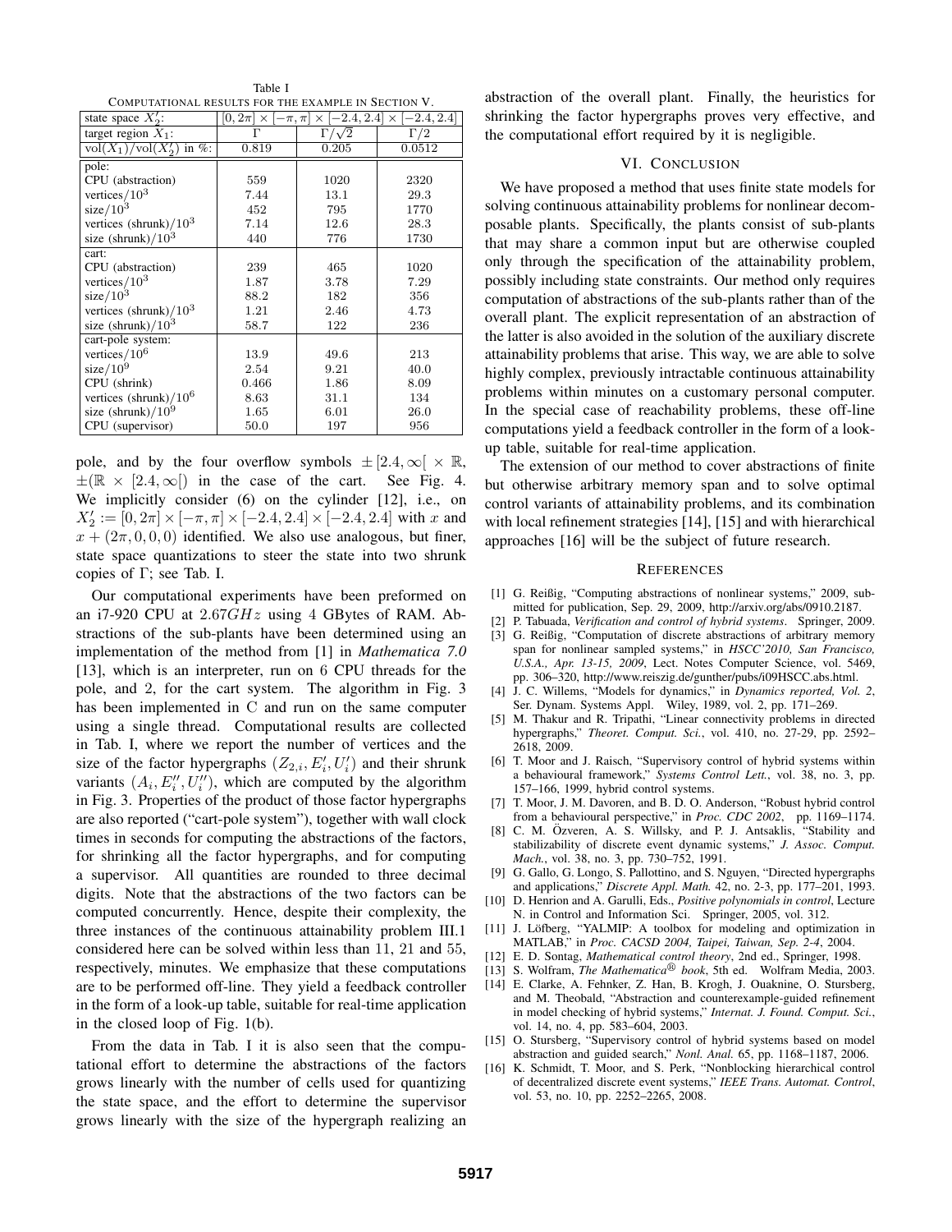Table I
COMPUTATIONAL RESULTS FOR THE EXAMPLE IN SECTION V.

| state space $X_2'$: | $[0, 2\pi] \times [-\pi, \pi] \times [-2.4, 2.4] \times [-2.4, 2.4]$ | | |
|---|---|---|---|
| target region $X_1$: | $\Gamma$ | $\Gamma/\sqrt{2}$ | $\Gamma/2$ |
| $\mathrm{vol}(X_1)/\mathrm{vol}(X_2')$ in %: | 0.819 | 0.205 | 0.0512 |
| pole: | | | |
| CPU (abstraction) | 559 | 1020 | 2320 |
| vertices$/10^3$ | 7.44 | 13.1 | 29.3 |
| size$/10^3$ | 452 | 795 | 1770 |
| vertices (shrunk)$/10^3$ | 7.14 | 12.6 | 28.3 |
| size (shrunk)$/10^3$ | 440 | 776 | 1730 |
| cart: | | | |
| CPU (abstraction) | 239 | 465 | 1020 |
| vertices$/10^3$ | 1.87 | 3.78 | 7.29 |
| size$/10^3$ | 88.2 | 182 | 356 |
| vertices (shrunk)$/10^3$ | 1.21 | 2.46 | 4.73 |
| size (shrunk)$/10^3$ | 58.7 | 122 | 236 |
| cart-pole system: | | | |
| vertices$/10^6$ | 13.9 | 49.6 | 213 |
| size$/10^9$ | 2.54 | 9.21 | 40.0 |
| CPU (shrink) | 0.466 | 1.86 | 8.09 |
| vertices (shrunk)$/10^6$ | 8.63 | 31.1 | 134 |
| size (shrunk)$/10^9$ | 1.65 | 6.01 | 26.0 |
| CPU (supervisor) | 50.0 | 197 | 956 |

pole, and by the four overflow symbols $\pm [2.4, \infty[ \times \mathbb{R}$, $\pm(\mathbb{R} \times [2.4, \infty[)$ in the case of the cart. See Fig. 4. We implicitly consider (6) on the cylinder [12], i.e., on $X_2' := [0, 2\pi] \times [-\pi, \pi] \times [-2.4, 2.4] \times [-2.4, 2.4]$ with $x$ and $x + (2\pi, 0, 0, 0)$ identified. We also use analogous, but finer, state space quantizations to steer the state into two shrunk copies of $\Gamma$; see Tab. I.

Our computational experiments have been preformed on an i7-920 CPU at $2.67GHz$ using 4 GBytes of RAM. Abstractions of the sub-plants have been determined using an implementation of the method from [1] in *Mathematica 7.0* [13], which is an interpreter, run on 6 CPU threads for the pole, and 2, for the cart system. The algorithm in Fig. 3 has been implemented in C and run on the same computer using a single thread. Computational results are collected in Tab. I, where we report the number of vertices and the size of the factor hypergraphs $(Z_{2,i}, E_i', U_i')$ and their shrunk variants $(A_i, E_i'', U_i'')$, which are computed by the algorithm in Fig. 3. Properties of the product of those factor hypergraphs are also reported ("cart-pole system"), together with wall clock times in seconds for computing the abstractions of the factors, for shrinking all the factor hypergraphs, and for computing a supervisor. All quantities are rounded to three decimal digits. Note that the abstractions of the two factors can be computed concurrently. Hence, despite their complexity, the three instances of the continuous attainability problem III.1 considered here can be solved within less than 11, 21 and 55, respectively, minutes. We emphasize that these computations are to be performed off-line. They yield a feedback controller in the form of a look-up table, suitable for real-time application in the closed loop of Fig. 1(b).

From the data in Tab. I it is also seen that the computational effort to determine the abstractions of the factors grows linearly with the number of cells used for quantizing the state space, and the effort to determine the supervisor grows linearly with the size of the hypergraph realizing an abstraction of the overall plant. Finally, the heuristics for shrinking the factor hypergraphs proves very effective, and the computational effort required by it is negligible.

## VI. CONCLUSION

We have proposed a method that uses finite state models for solving continuous attainability problems for nonlinear decomposable plants. Specifically, the plants consist of sub-plants that may share a common input but are otherwise coupled only through the specification of the attainability problem, possibly including state constraints. Our method only requires computation of abstractions of the sub-plants rather than of the overall plant. The explicit representation of an abstraction of the latter is also avoided in the solution of the auxiliary discrete attainability problems that arise. This way, we are able to solve highly complex, previously intractable continuous attainability problems within minutes on a customary personal computer. In the special case of reachability problems, these off-line computations yield a feedback controller in the form of a look-up table, suitable for real-time application.

The extension of our method to cover abstractions of finite but otherwise arbitrary memory span and to solve optimal control variants of attainability problems, and its combination with local refinement strategies [14], [15] and with hierarchical approaches [16] will be the subject of future research.

## REFERENCES

[1] G. Reißig, "Computing abstractions of nonlinear systems," 2009, submitted for publication, Sep. 29, 2009, http://arxiv.org/abs/0910.2187.

[2] P. Tabuada, *Verification and control of hybrid systems*. Springer, 2009.

[3] G. Reißig, "Computation of discrete abstractions of arbitrary memory span for nonlinear sampled systems," in *HSCC'2010, San Francisco, U.S.A., Apr. 13-15, 2009*, Lect. Notes Computer Science, vol. 5469, pp. 306–320, http://www.reiszig.de/gunther/pubs/i09HSCC.abs.html.

[4] J. C. Willems, "Models for dynamics," in *Dynamics reported, Vol. 2*, Ser. Dynam. Systems Appl. Wiley, 1989, vol. 2, pp. 171–269.

[5] M. Thakur and R. Tripathi, "Linear connectivity problems in directed hypergraphs," *Theoret. Comput. Sci.*, vol. 410, no. 27-29, pp. 2592–2618, 2009.

[6] T. Moor and J. Raisch, "Supervisory control of hybrid systems within a behavioural framework," *Systems Control Lett.*, vol. 38, no. 3, pp. 157–166, 1999, hybrid control systems.

[7] T. Moor, J. M. Davoren, and B. D. O. Anderson, "Robust hybrid control from a behavioural perspective," in *Proc. CDC 2002*, pp. 1169–1174.

[8] C. M. Özveren, A. S. Willsky, and P. J. Antsaklis, "Stability and stabilizability of discrete event dynamic systems," *J. Assoc. Comput. Mach.*, vol. 38, no. 3, pp. 730–752, 1991.

[9] G. Gallo, G. Longo, S. Pallottino, and S. Nguyen, "Directed hypergraphs and applications," *Discrete Appl. Math.* 42, no. 2-3, pp. 177–201, 1993.

[10] D. Henrion and A. Garulli, Eds., *Positive polynomials in control*, Lecture N. in Control and Information Sci. Springer, 2005, vol. 312.

[11] J. Löfberg, "YALMIP: A toolbox for modeling and optimization in MATLAB," in *Proc. CACSD 2004, Taipei, Taiwan, Sep. 2-4*, 2004.

[12] E. D. Sontag, *Mathematical control theory*, 2nd ed., Springer, 1998.

[13] S. Wolfram, *The Mathematica® book*, 5th ed. Wolfram Media, 2003.

[14] E. Clarke, A. Fehnker, Z. Han, B. Krogh, J. Ouaknine, O. Stursberg, and M. Theobald, "Abstraction and counterexample-guided refinement in model checking of hybrid systems," *Internat. J. Found. Comput. Sci.*, vol. 14, no. 4, pp. 583–604, 2003.

[15] O. Stursberg, "Supervisory control of hybrid systems based on model abstraction and guided search," *Nonl. Anal.* 65, pp. 1168–1187, 2006.

[16] K. Schmidt, T. Moor, and S. Perk, "Nonblocking hierarchical control of decentralized discrete event systems," *IEEE Trans. Automat. Control*, vol. 53, no. 10, pp. 2252–2265, 2008.